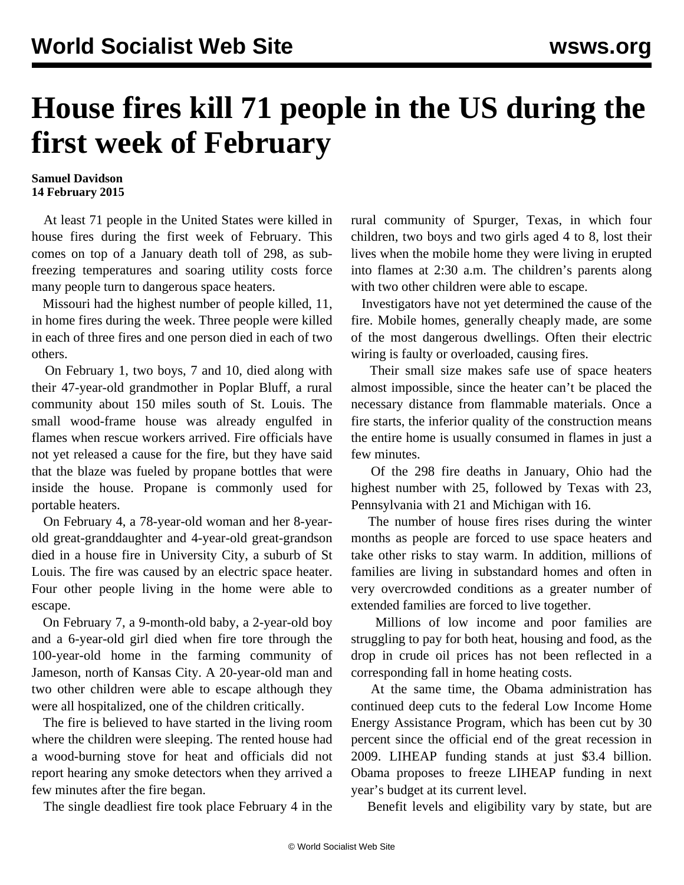# House fires kill 71 people in the US during the first week of February

**Samuel Davidson**
**14 February 2015**

At least 71 people in the United States were killed in house fires during the first week of February. This comes on top of a January death toll of 298, as sub-freezing temperatures and soaring utility costs force many people turn to dangerous space heaters.

Missouri had the highest number of people killed, 11, in home fires during the week. Three people were killed in each of three fires and one person died in each of two others.

On February 1, two boys, 7 and 10, died along with their 47-year-old grandmother in Poplar Bluff, a rural community about 150 miles south of St. Louis. The small wood-frame house was already engulfed in flames when rescue workers arrived. Fire officials have not yet released a cause for the fire, but they have said that the blaze was fueled by propane bottles that were inside the house. Propane is commonly used for portable heaters.

On February 4, a 78-year-old woman and her 8-year-old great-granddaughter and 4-year-old great-grandson died in a house fire in University City, a suburb of St Louis. The fire was caused by an electric space heater. Four other people living in the home were able to escape.

On February 7, a 9-month-old baby, a 2-year-old boy and a 6-year-old girl died when fire tore through the 100-year-old home in the farming community of Jameson, north of Kansas City. A 20-year-old man and two other children were able to escape although they were all hospitalized, one of the children critically.

The fire is believed to have started in the living room where the children were sleeping. The rented house had a wood-burning stove for heat and officials did not report hearing any smoke detectors when they arrived a few minutes after the fire began.

The single deadliest fire took place February 4 in the rural community of Spurger, Texas, in which four children, two boys and two girls aged 4 to 8, lost their lives when the mobile home they were living in erupted into flames at 2:30 a.m. The children's parents along with two other children were able to escape.

Investigators have not yet determined the cause of the fire. Mobile homes, generally cheaply made, are some of the most dangerous dwellings. Often their electric wiring is faulty or overloaded, causing fires.

Their small size makes safe use of space heaters almost impossible, since the heater can't be placed the necessary distance from flammable materials. Once a fire starts, the inferior quality of the construction means the entire home is usually consumed in flames in just a few minutes.

Of the 298 fire deaths in January, Ohio had the highest number with 25, followed by Texas with 23, Pennsylvania with 21 and Michigan with 16.

The number of house fires rises during the winter months as people are forced to use space heaters and take other risks to stay warm. In addition, millions of families are living in substandard homes and often in very overcrowded conditions as a greater number of extended families are forced to live together.

Millions of low income and poor families are struggling to pay for both heat, housing and food, as the drop in crude oil prices has not been reflected in a corresponding fall in home heating costs.

At the same time, the Obama administration has continued deep cuts to the federal Low Income Home Energy Assistance Program, which has been cut by 30 percent since the official end of the great recession in 2009. LIHEAP funding stands at just $3.4 billion. Obama proposes to freeze LIHEAP funding in next year's budget at its current level.

Benefit levels and eligibility vary by state, but are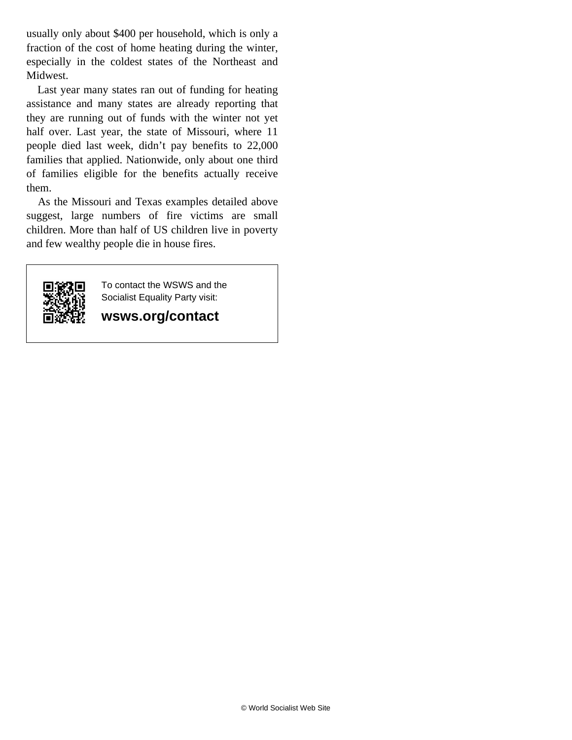usually only about $400 per household, which is only a fraction of the cost of home heating during the winter, especially in the coldest states of the Northeast and Midwest.

Last year many states ran out of funding for heating assistance and many states are already reporting that they are running out of funds with the winter not yet half over. Last year, the state of Missouri, where 11 people died last week, didn't pay benefits to 22,000 families that applied. Nationwide, only about one third of families eligible for the benefits actually receive them.

As the Missouri and Texas examples detailed above suggest, large numbers of fire victims are small children. More than half of US children live in poverty and few wealthy people die in house fires.

To contact the WSWS and the Socialist Equality Party visit:

**wsws.org/contact**